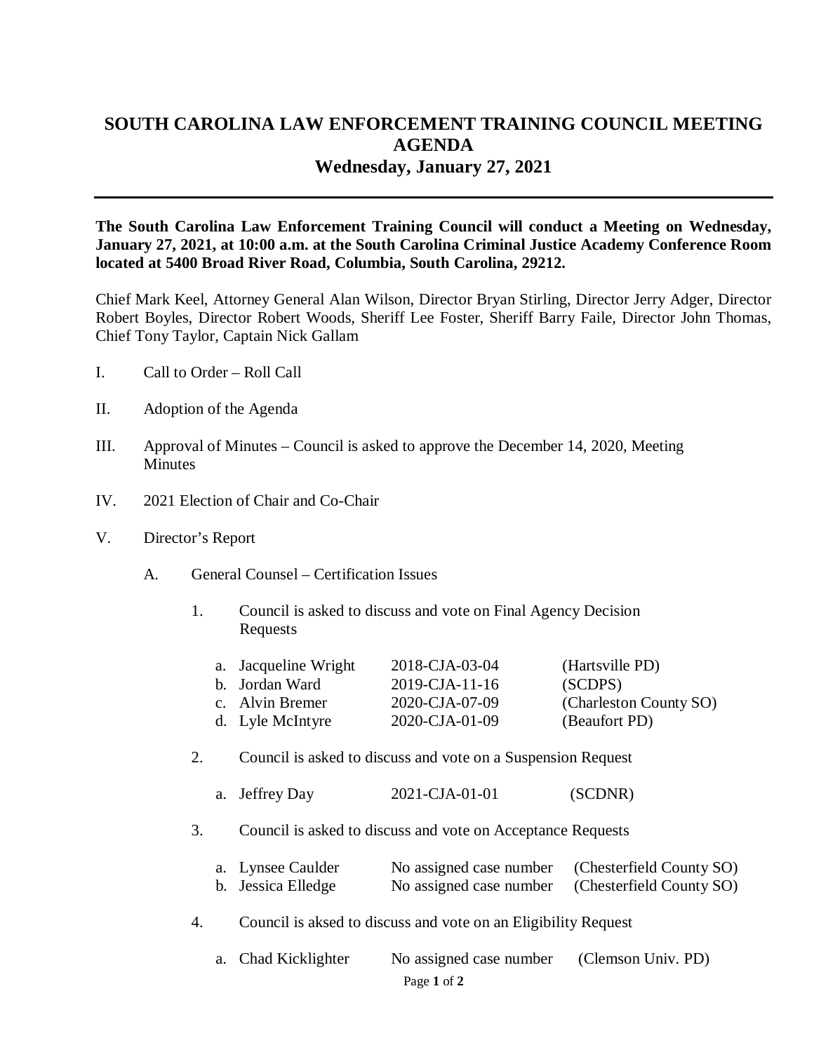# SOUTH CAROLINA LAW ENFORCEMENT TRAINING COUNCIL MEETING AGENDA
## Wednesday, January 27, 2021

---

**The South Carolina Law Enforcement Training Council will conduct a Meeting on Wednesday, January 27, 2021, at 10:00 a.m. at the South Carolina Criminal Justice Academy Conference Room located at 5400 Broad River Road, Columbia, South Carolina, 29212.**

Chief Mark Keel, Attorney General Alan Wilson, Director Bryan Stirling, Director Jerry Adger, Director Robert Boyles, Director Robert Woods, Sheriff Lee Foster, Sheriff Barry Faile, Director John Thomas, Chief Tony Taylor, Captain Nick Gallam

I. Call to Order – Roll Call

II. Adoption of the Agenda

III. Approval of Minutes – Council is asked to approve the December 14, 2020, Meeting Minutes

IV. 2021 Election of Chair and Co-Chair

V. Director's Report

   A. General Counsel – Certification Issues

      1. Council is asked to discuss and vote on Final Agency Decision Requests

| | | |
|---|---|---|
| a. Jacqueline Wright | 2018-CJA-03-04 | (Hartsville PD) |
| b. Jordan Ward | 2019-CJA-11-16 | (SCDPS) |
| c. Alvin Bremer | 2020-CJA-07-09 | (Charleston County SO) |
| d. Lyle McIntyre | 2020-CJA-01-09 | (Beaufort PD) |

      2. Council is asked to discuss and vote on a Suspension Request

| | | |
|---|---|---|
| a. Jeffrey Day | 2021-CJA-01-01 | (SCDNR) |

      3. Council is asked to discuss and vote on Acceptance Requests

| | | |
|---|---|---|
| a. Lynsee Caulder | No assigned case number | (Chesterfield County SO) |
| b. Jessica Elledge | No assigned case number | (Chesterfield County SO) |

      4. Council is aksed to discuss and vote on an Eligibility Request

| | | |
|---|---|---|
| a. Chad Kicklighter | No assigned case number | (Clemson Univ. PD) |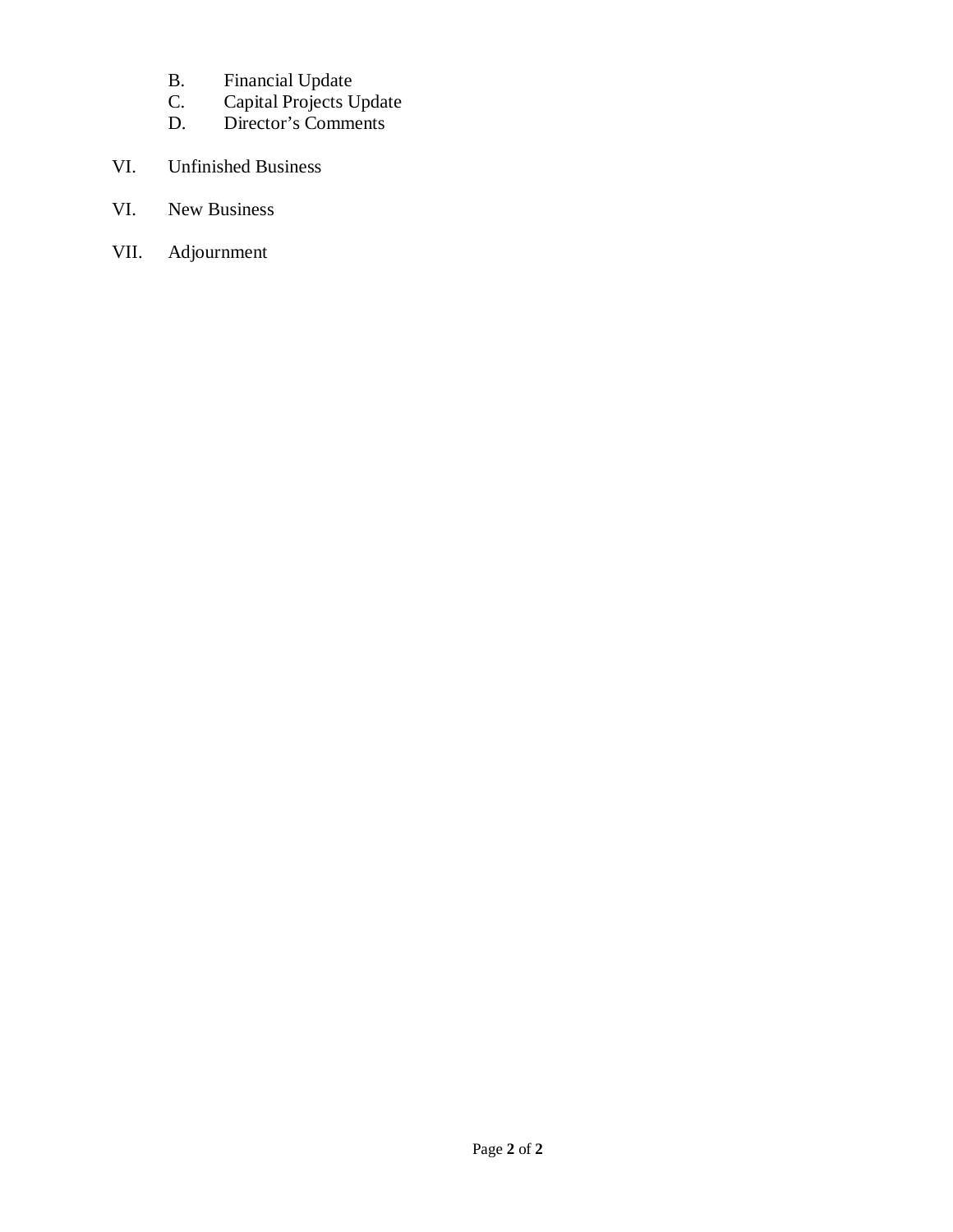- B. Financial Update
   - C. Capital Projects Update
   - D. Director's Comments

VI. Unfinished Business

VI. New Business

VII. Adjournment